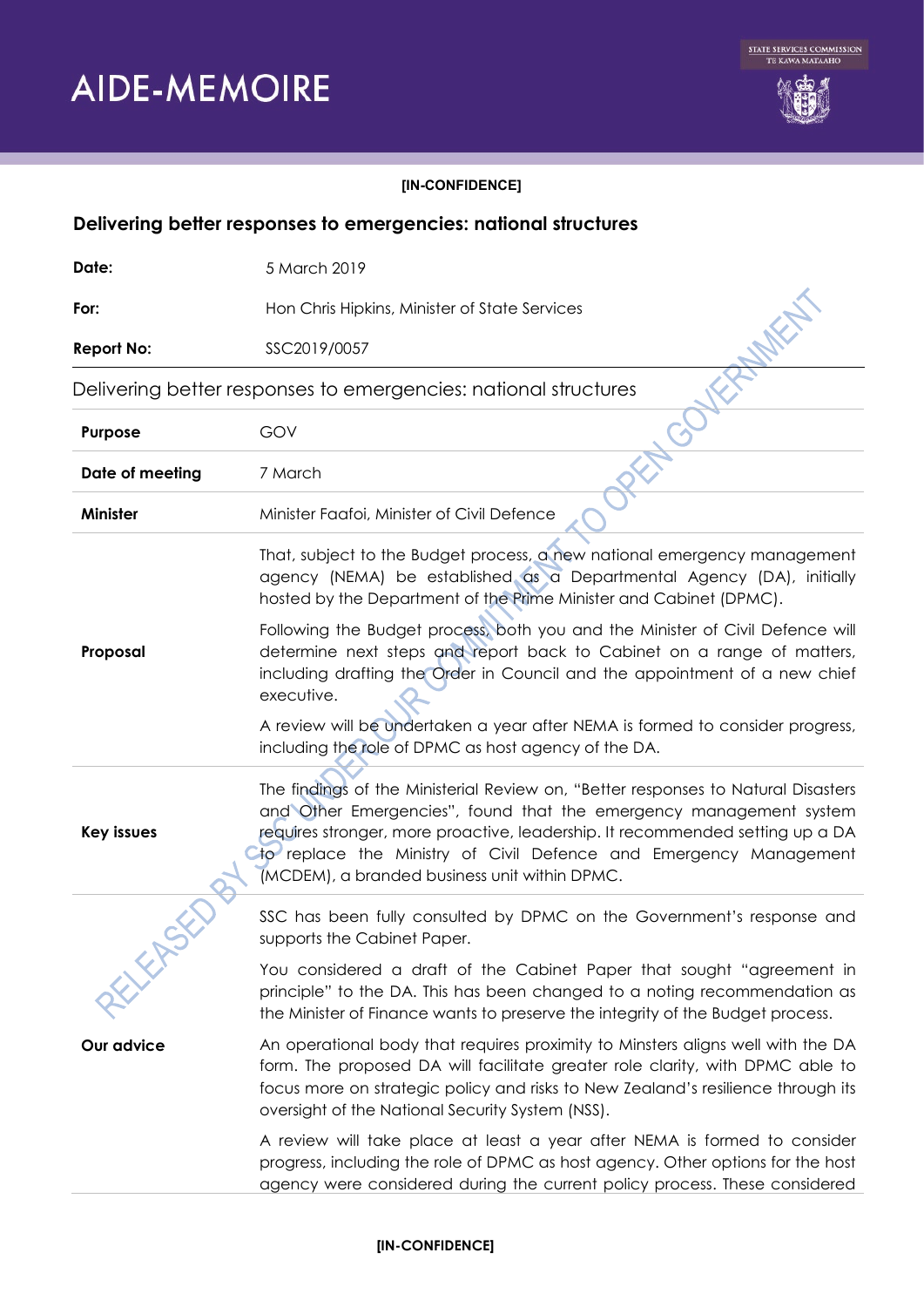# AIDE-MEMOIRE

**[IN-CONFIDENCE]**

## Delivering better responses to emergencies: national structures

| | |
|---|---|
| **Date:** | 5 March 2019 |
| **For:** | Hon Chris Hipkins, Minister of State Services |
| **Report No:** | SSC2019/0057 |

Delivering better responses to emergencies: national structures

| | |
|---|---|
| **Purpose** | GOV |
| **Date of meeting** | 7 March |
| **Minister** | Minister Faafoi, Minister of Civil Defence |
| **Proposal** | That, subject to the Budget process, a new national emergency management agency (NEMA) be established as a Departmental Agency (DA), initially hosted by the Department of the Prime Minister and Cabinet (DPMC).<br><br>Following the Budget process, both you and the Minister of Civil Defence will determine next steps and report back to Cabinet on a range of matters, including drafting the Order in Council and the appointment of a new chief executive.<br><br>A review will be undertaken a year after NEMA is formed to consider progress, including the role of DPMC as host agency of the DA. |
| **Key issues** | The findings of the Ministerial Review on, "Better responses to Natural Disasters and Other Emergencies", found that the emergency management system requires stronger, more proactive, leadership. It recommended setting up a DA to replace the Ministry of Civil Defence and Emergency Management (MCDEM), a branded business unit within DPMC. |
| **Our advice** | SSC has been fully consulted by DPMC on the Government's response and supports the Cabinet Paper.<br><br>You considered a draft of the Cabinet Paper that sought "agreement in principle" to the DA. This has been changed to a noting recommendation as the Minister of Finance wants to preserve the integrity of the Budget process.<br><br>An operational body that requires proximity to Minsters aligns well with the DA form. The proposed DA will facilitate greater role clarity, with DPMC able to focus more on strategic policy and risks to New Zealand's resilience through its oversight of the National Security System (NSS).<br><br>A review will take place at least a year after NEMA is formed to consider progress, including the role of DPMC as host agency. Other options for the host agency were considered during the current policy process. These considered |

**[IN-CONFIDENCE]**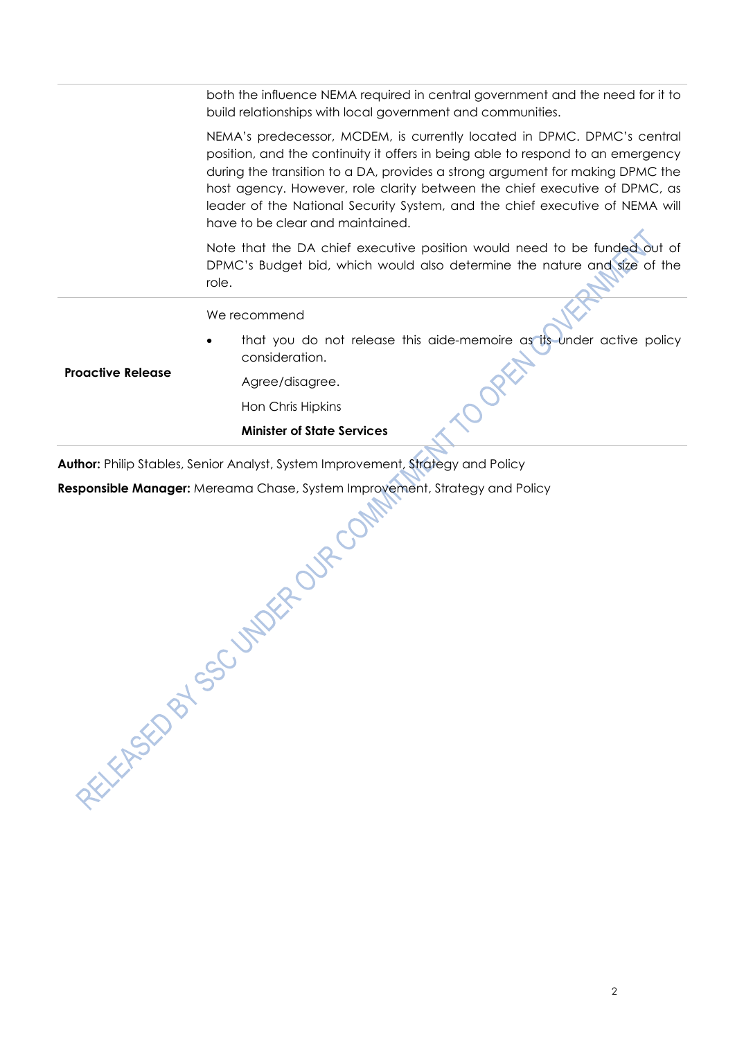| | |
|---|---|
| | both the influence NEMA required in central government and the need for it to build relationships with local government and communities.<br><br>NEMA's predecessor, MCDEM, is currently located in DPMC. DPMC's central position, and the continuity it offers in being able to respond to an emergency during the transition to a DA, provides a strong argument for making DPMC the host agency. However, role clarity between the chief executive of DPMC, as leader of the National Security System, and the chief executive of NEMA will have to be clear and maintained.<br><br>Note that the DA chief executive position would need to be funded out of DPMC's Budget bid, which would also determine the nature and size of the role. |
| **Proactive Release** | We recommend<br><br>• that you do not release this aide-memoire as its under active policy consideration.<br><br>Agree/disagree.<br><br>Hon Chris Hipkins<br><br>**Minister of State Services** |

**Author:** Philip Stables, Senior Analyst, System Improvement, Strategy and Policy

**Responsible Manager:** Mereama Chase, System Improvement, Strategy and Policy

RELEASED BY SSC UNDER OUR COMMITMENT TO OPEN GOVERNMENT